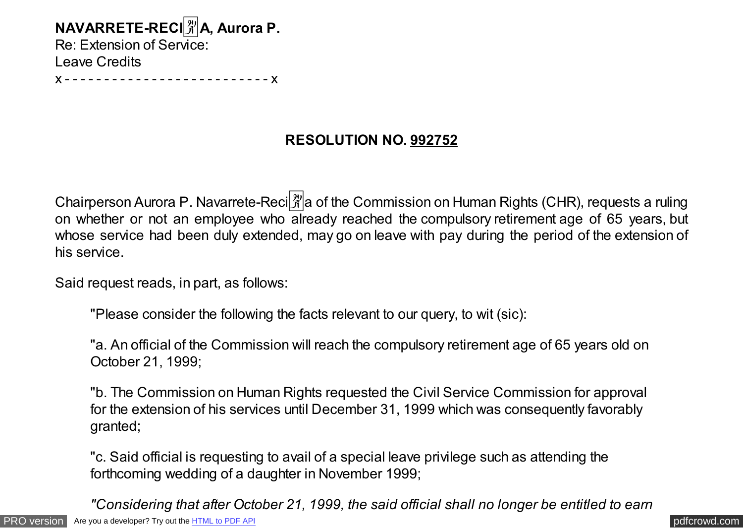**NAVARRETE-RECI🈑A, Aurora P.**
Re: Extension of Service:
Leave Credits
x - - - - - - - - - - - - - - - - - - - - - - - - - - x

**RESOLUTION NO. 992752**

Chairperson Aurora P. Navarrete-Reci🈑a of the Commission on Human Rights (CHR), requests a ruling on whether or not an employee who already reached the compulsory retirement age of 65 years, but whose service had been duly extended, may go on leave with pay during the period of the extension of his service.

Said request reads, in part, as follows:

> "Please consider the following the facts relevant to our query, to wit (sic):
>
> "a. An official of the Commission will reach the compulsory retirement age of 65 years old on October 21, 1999;
>
> "b. The Commission on Human Rights requested the Civil Service Commission for approval for the extension of his services until December 31, 1999 which was consequently favorably granted;
>
> "c. Said official is requesting to avail of a special leave privilege such as attending the forthcoming wedding of a daughter in November 1999;
>
> *"Considering that after October 21, 1999, the said official shall no longer be entitled to earn*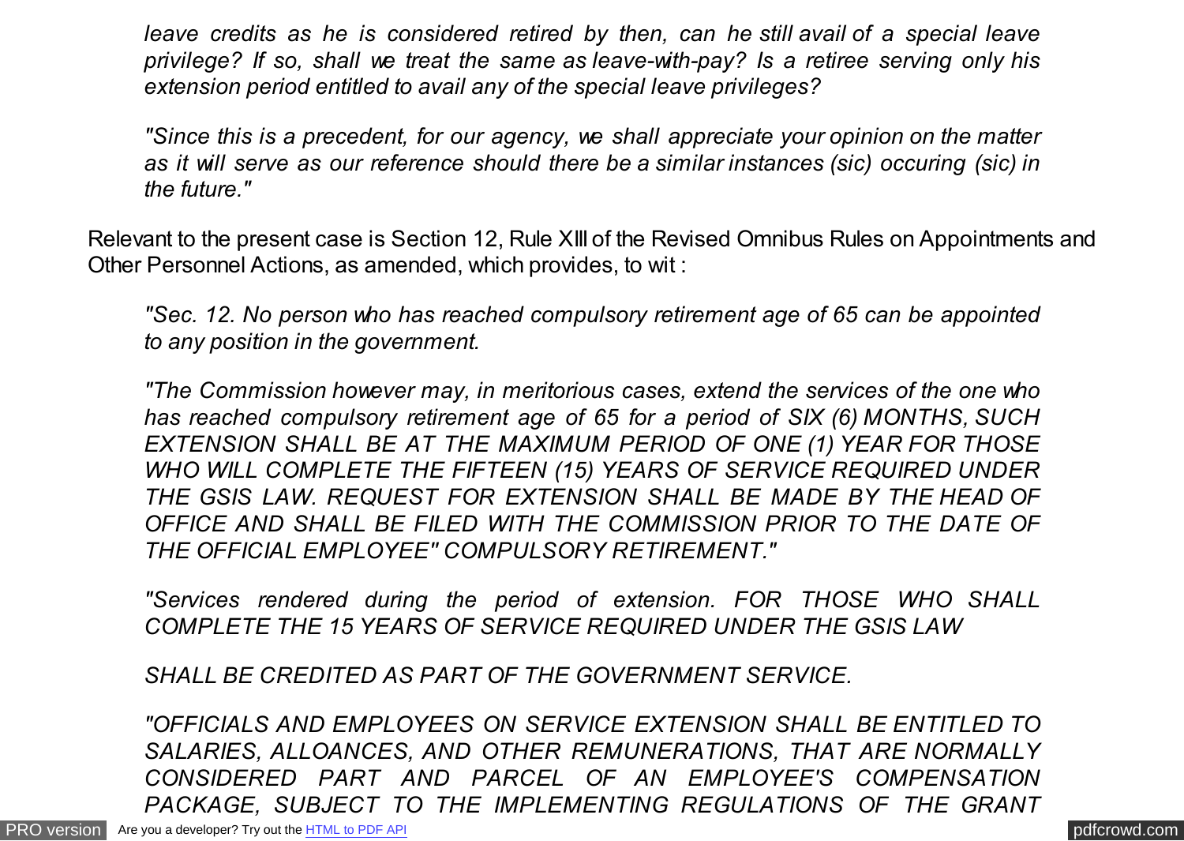*leave credits as he is considered retired by then, can he still avail of a special leave privilege? If so, shall we treat the same as leave-with-pay? Is a retiree serving only his extension period entitled to avail any of the special leave privileges?*

*"Since this is a precedent, for our agency, we shall appreciate your opinion on the matter as it will serve as our reference should there be a similar instances (sic) occuring (sic) in the future."*

Relevant to the present case is Section 12, Rule XIII of the Revised Omnibus Rules on Appointments and Other Personnel Actions, as amended, which provides, to wit :

*"Sec. 12. No person who has reached compulsory retirement age of 65 can be appointed to any position in the government.*

*"The Commission however may, in meritorious cases, extend the services of the one who has reached compulsory retirement age of 65 for a period of SIX (6) MONTHS, SUCH EXTENSION SHALL BE AT THE MAXIMUM PERIOD OF ONE (1) YEAR FOR THOSE WHO WILL COMPLETE THE FIFTEEN (15) YEARS OF SERVICE REQUIRED UNDER THE GSIS LAW. REQUEST FOR EXTENSION SHALL BE MADE BY THE HEAD OF OFFICE AND SHALL BE FILED WITH THE COMMISSION PRIOR TO THE DATE OF THE OFFICIAL EMPLOYEE" COMPULSORY RETIREMENT."*

*"Services rendered during the period of extension. FOR THOSE WHO SHALL COMPLETE THE 15 YEARS OF SERVICE REQUIRED UNDER THE GSIS LAW*

*SHALL BE CREDITED AS PART OF THE GOVERNMENT SERVICE.*

*"OFFICIALS AND EMPLOYEES ON SERVICE EXTENSION SHALL BE ENTITLED TO SALARIES, ALLOANCES, AND OTHER REMUNERATIONS, THAT ARE NORMALLY CONSIDERED PART AND PARCEL OF AN EMPLOYEE'S COMPENSATION PACKAGE, SUBJECT TO THE IMPLEMENTING REGULATIONS OF THE GRANT*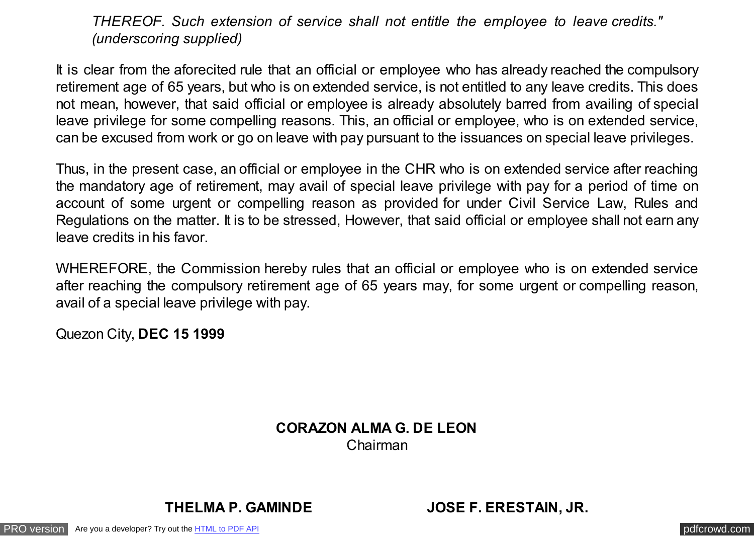*THEREOF. Such extension of service shall not entitle the employee to leave credits." (underscoring supplied)*

It is clear from the aforecited rule that an official or employee who has already reached the compulsory retirement age of 65 years, but who is on extended service, is not entitled to any leave credits. This does not mean, however, that said official or employee is already absolutely barred from availing of special leave privilege for some compelling reasons. This, an official or employee, who is on extended service, can be excused from work or go on leave with pay pursuant to the issuances on special leave privileges.

Thus, in the present case, an official or employee in the CHR who is on extended service after reaching the mandatory age of retirement, may avail of special leave privilege with pay for a period of time on account of some urgent or compelling reason as provided for under Civil Service Law, Rules and Regulations on the matter. It is to be stressed, However, that said official or employee shall not earn any leave credits in his favor.

WHEREFORE, the Commission hereby rules that an official or employee who is on extended service after reaching the compulsory retirement age of 65 years may, for some urgent or compelling reason, avail of a special leave privilege with pay.

Quezon City, **DEC 15 1999**

**CORAZON ALMA G. DE LEON**
Chairman

**THELMA P. GAMINDE** **JOSE F. ERESTAIN, JR.**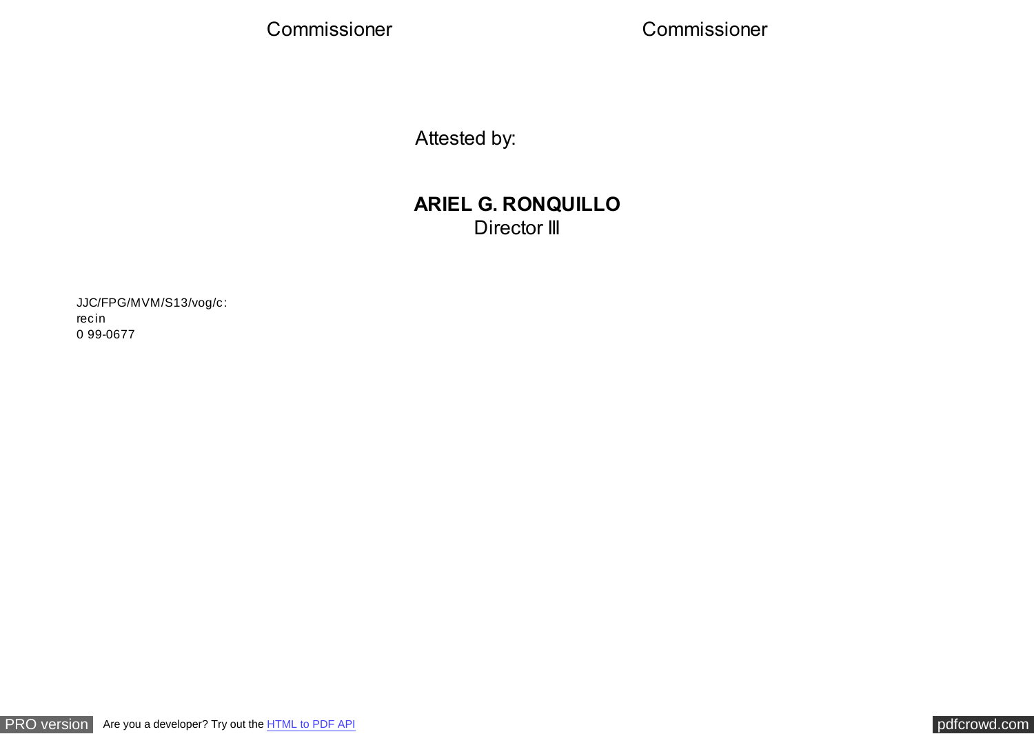Commissioner Commissioner

Attested by:

**ARIEL G. RONQUILLO**
Director III

JJC/FPG/MVM/S13/vog/c:
recin
0 99-0677